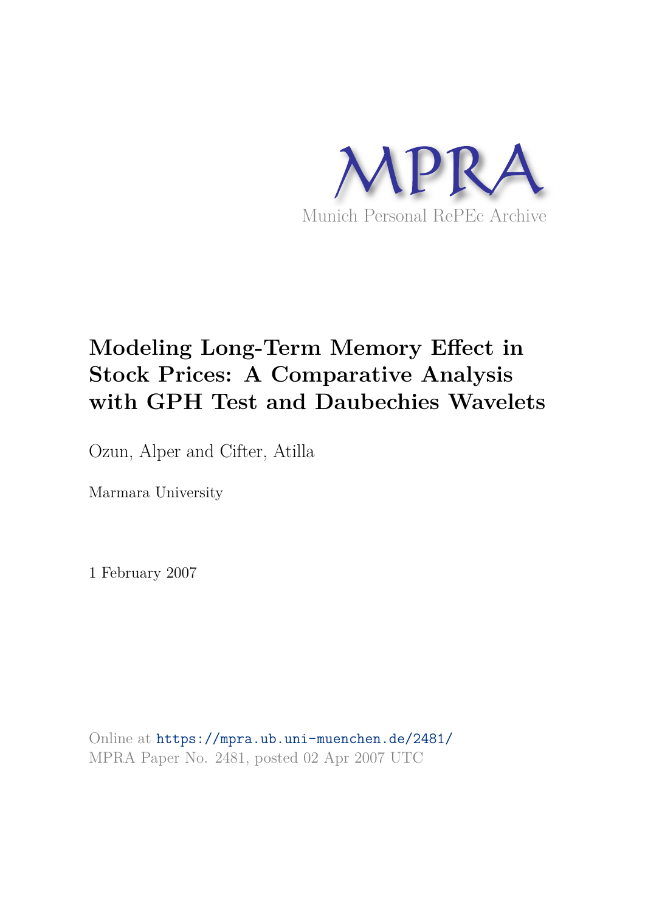MPRA

Munich Personal RePEc Archive

# Modeling Long-Term Memory Effect in Stock Prices: A Comparative Analysis with GPH Test and Daubechies Wavelets

Ozun, Alper and Cifter, Atilla

Marmara University

1 February 2007

Online at https://mpra.ub.uni-muenchen.de/2481/
MPRA Paper No. 2481, posted 02 Apr 2007 UTC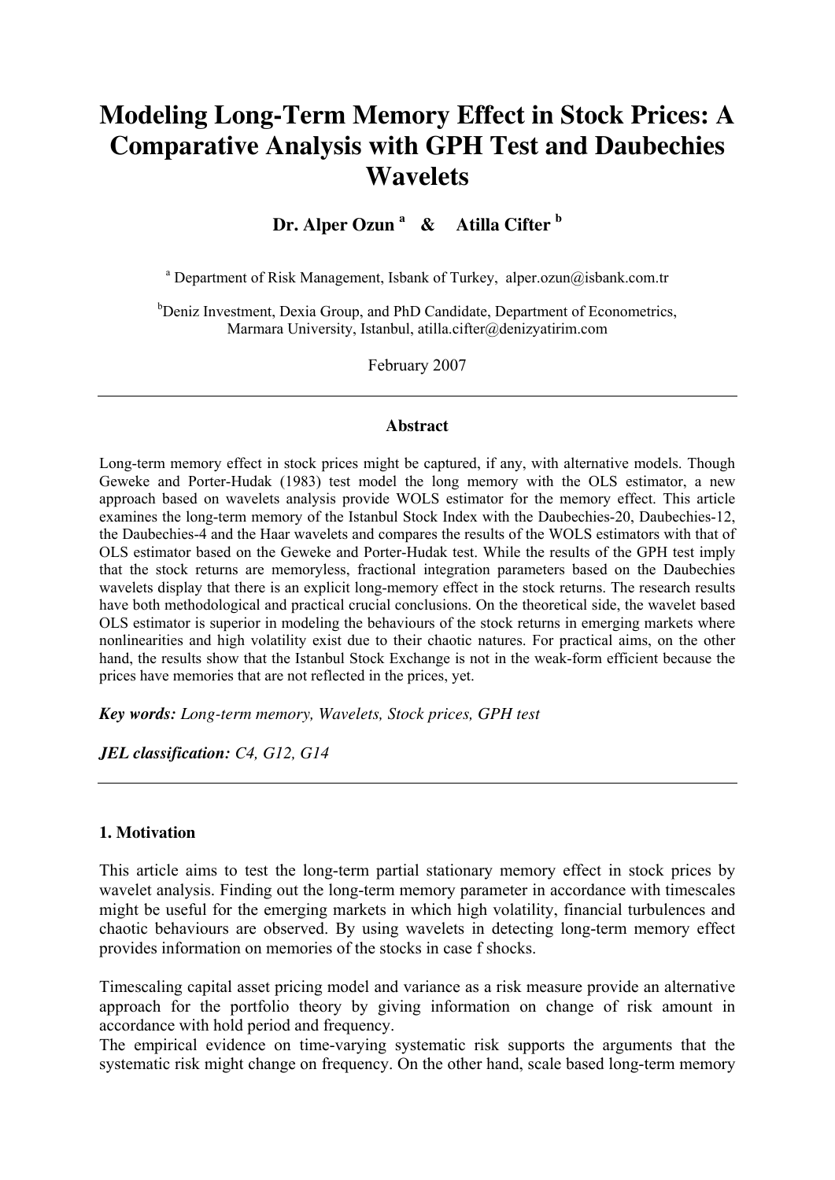# Modeling Long-Term Memory Effect in Stock Prices: A Comparative Analysis with GPH Test and Daubechies Wavelets

**Dr. Alper Ozun [a] & Atilla Cifter [b]**

[a] Department of Risk Management, Isbank of Turkey, alper.ozun@isbank.com.tr

[b]Deniz Investment, Dexia Group, and PhD Candidate, Department of Econometrics, Marmara University, Istanbul, atilla.cifter@denizyatirim.com

February 2007

---

### Abstract

Long-term memory effect in stock prices might be captured, if any, with alternative models. Though Geweke and Porter-Hudak (1983) test model the long memory with the OLS estimator, a new approach based on wavelets analysis provide WOLS estimator for the memory effect. This article examines the long-term memory of the Istanbul Stock Index with the Daubechies-20, Daubechies-12, the Daubechies-4 and the Haar wavelets and compares the results of the WOLS estimators with that of OLS estimator based on the Geweke and Porter-Hudak test. While the results of the GPH test imply that the stock returns are memoryless, fractional integration parameters based on the Daubechies wavelets display that there is an explicit long-memory effect in the stock returns. The research results have both methodological and practical crucial conclusions. On the theoretical side, the wavelet based OLS estimator is superior in modeling the behaviours of the stock returns in emerging markets where nonlinearities and high volatility exist due to their chaotic natures. For practical aims, on the other hand, the results show that the Istanbul Stock Exchange is not in the weak-form efficient because the prices have memories that are not reflected in the prices, yet.

***Key words:*** *Long-term memory, Wavelets, Stock prices, GPH test*

***JEL classification:*** *C4, G12, G14*

---

## 1. Motivation

This article aims to test the long-term partial stationary memory effect in stock prices by wavelet analysis. Finding out the long-term memory parameter in accordance with timescales might be useful for the emerging markets in which high volatility, financial turbulences and chaotic behaviours are observed. By using wavelets in detecting long-term memory effect provides information on memories of the stocks in case f shocks.

Timescaling capital asset pricing model and variance as a risk measure provide an alternative approach for the portfolio theory by giving information on change of risk amount in accordance with hold period and frequency.
The empirical evidence on time-varying systematic risk supports the arguments that the systematic risk might change on frequency. On the other hand, scale based long-term memory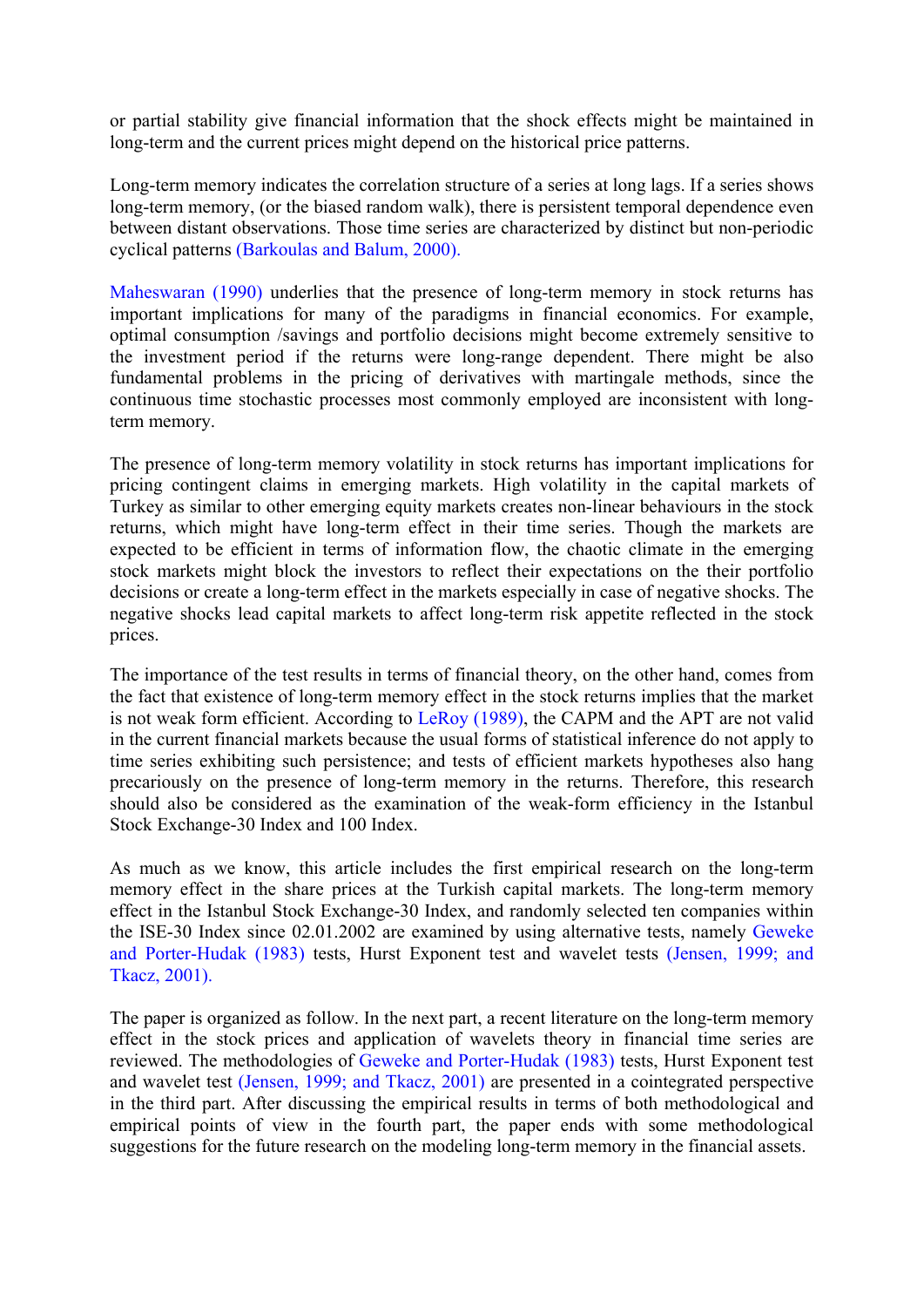or partial stability give financial information that the shock effects might be maintained in long-term and the current prices might depend on the historical price patterns.

Long-term memory indicates the correlation structure of a series at long lags. If a series shows long-term memory, (or the biased random walk), there is persistent temporal dependence even between distant observations. Those time series are characterized by distinct but non-periodic cyclical patterns (Barkoulas and Balum, 2000).

Maheswaran (1990) underlies that the presence of long-term memory in stock returns has important implications for many of the paradigms in financial economics. For example, optimal consumption /savings and portfolio decisions might become extremely sensitive to the investment period if the returns were long-range dependent. There might be also fundamental problems in the pricing of derivatives with martingale methods, since the continuous time stochastic processes most commonly employed are inconsistent with long-term memory.

The presence of long-term memory volatility in stock returns has important implications for pricing contingent claims in emerging markets. High volatility in the capital markets of Turkey as similar to other emerging equity markets creates non-linear behaviours in the stock returns, which might have long-term effect in their time series. Though the markets are expected to be efficient in terms of information flow, the chaotic climate in the emerging stock markets might block the investors to reflect their expectations on the their portfolio decisions or create a long-term effect in the markets especially in case of negative shocks. The negative shocks lead capital markets to affect long-term risk appetite reflected in the stock prices.

The importance of the test results in terms of financial theory, on the other hand, comes from the fact that existence of long-term memory effect in the stock returns implies that the market is not weak form efficient. According to LeRoy (1989), the CAPM and the APT are not valid in the current financial markets because the usual forms of statistical inference do not apply to time series exhibiting such persistence; and tests of efficient markets hypotheses also hang precariously on the presence of long-term memory in the returns. Therefore, this research should also be considered as the examination of the weak-form efficiency in the Istanbul Stock Exchange-30 Index and 100 Index.

As much as we know, this article includes the first empirical research on the long-term memory effect in the share prices at the Turkish capital markets. The long-term memory effect in the Istanbul Stock Exchange-30 Index, and randomly selected ten companies within the ISE-30 Index since 02.01.2002 are examined by using alternative tests, namely Geweke and Porter-Hudak (1983) tests, Hurst Exponent test and wavelet tests (Jensen, 1999; and Tkacz, 2001).

The paper is organized as follow. In the next part, a recent literature on the long-term memory effect in the stock prices and application of wavelets theory in financial time series are reviewed. The methodologies of Geweke and Porter-Hudak (1983) tests, Hurst Exponent test and wavelet test (Jensen, 1999; and Tkacz, 2001) are presented in a cointegrated perspective in the third part. After discussing the empirical results in terms of both methodological and empirical points of view in the fourth part, the paper ends with some methodological suggestions for the future research on the modeling long-term memory in the financial assets.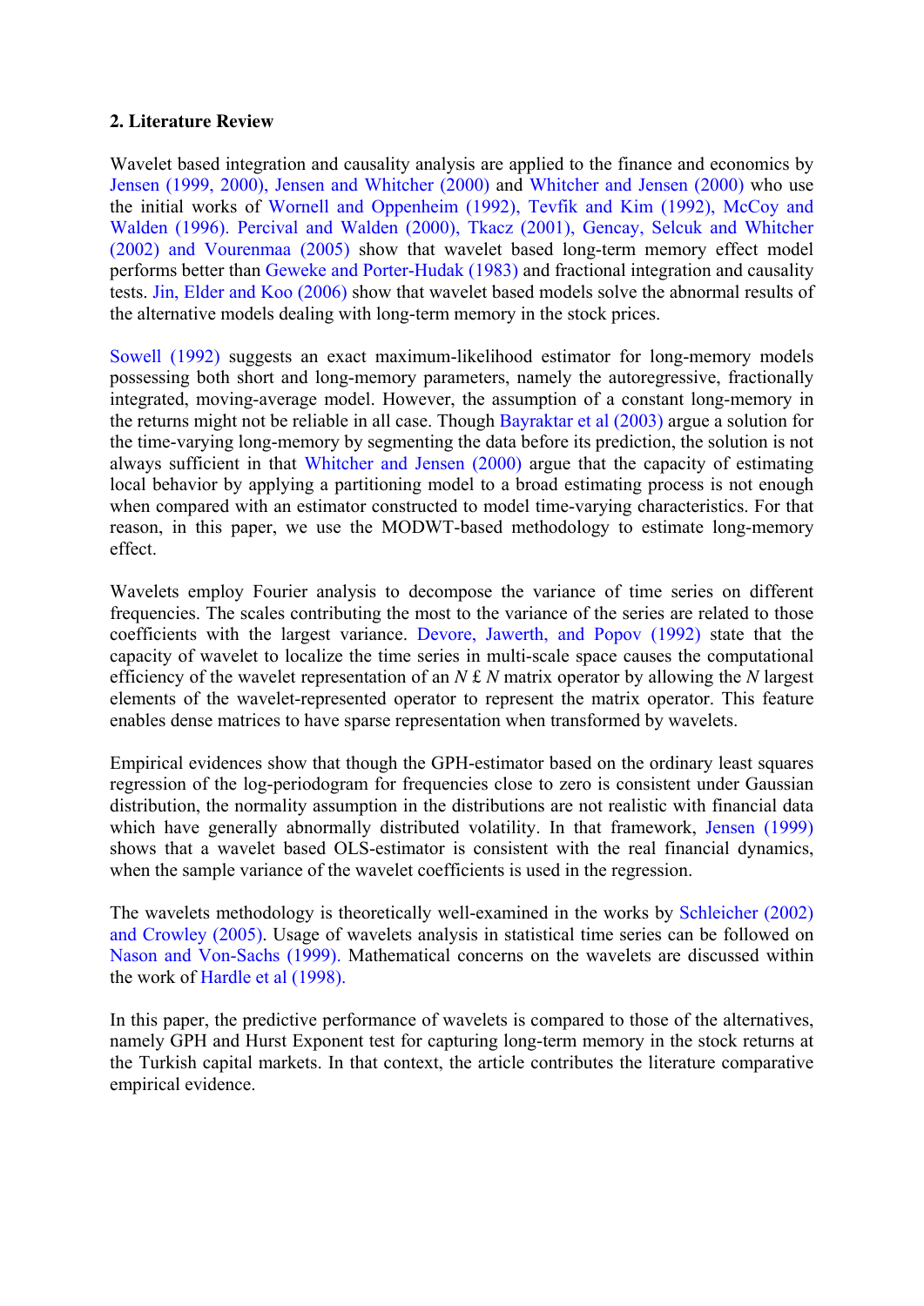## 2. Literature Review

Wavelet based integration and causality analysis are applied to the finance and economics by Jensen (1999, 2000), Jensen and Whitcher (2000) and Whitcher and Jensen (2000) who use the initial works of Wornell and Oppenheim (1992), Tevfik and Kim (1992), McCoy and Walden (1996). Percival and Walden (2000), Tkacz (2001), Gencay, Selcuk and Whitcher (2002) and Vourenmaa (2005) show that wavelet based long-term memory effect model performs better than Geweke and Porter-Hudak (1983) and fractional integration and causality tests. Jin, Elder and Koo (2006) show that wavelet based models solve the abnormal results of the alternative models dealing with long-term memory in the stock prices.

Sowell (1992) suggests an exact maximum-likelihood estimator for long-memory models possessing both short and long-memory parameters, namely the autoregressive, fractionally integrated, moving-average model. However, the assumption of a constant long-memory in the returns might not be reliable in all case. Though Bayraktar et al (2003) argue a solution for the time-varying long-memory by segmenting the data before its prediction, the solution is not always sufficient in that Whitcher and Jensen (2000) argue that the capacity of estimating local behavior by applying a partitioning model to a broad estimating process is not enough when compared with an estimator constructed to model time-varying characteristics. For that reason, in this paper, we use the MODWT-based methodology to estimate long-memory effect.

Wavelets employ Fourier analysis to decompose the variance of time series on different frequencies. The scales contributing the most to the variance of the series are related to those coefficients with the largest variance. Devore, Jawerth, and Popov (1992) state that the capacity of wavelet to localize the time series in multi-scale space causes the computational efficiency of the wavelet representation of an $N$ £ $N$ matrix operator by allowing the $N$ largest elements of the wavelet-represented operator to represent the matrix operator. This feature enables dense matrices to have sparse representation when transformed by wavelets.

Empirical evidences show that though the GPH-estimator based on the ordinary least squares regression of the log-periodogram for frequencies close to zero is consistent under Gaussian distribution, the normality assumption in the distributions are not realistic with financial data which have generally abnormally distributed volatility. In that framework, Jensen (1999) shows that a wavelet based OLS-estimator is consistent with the real financial dynamics, when the sample variance of the wavelet coefficients is used in the regression.

The wavelets methodology is theoretically well-examined in the works by Schleicher (2002) and Crowley (2005). Usage of wavelets analysis in statistical time series can be followed on Nason and Von-Sachs (1999). Mathematical concerns on the wavelets are discussed within the work of Hardle et al (1998).

In this paper, the predictive performance of wavelets is compared to those of the alternatives, namely GPH and Hurst Exponent test for capturing long-term memory in the stock returns at the Turkish capital markets. In that context, the article contributes the literature comparative empirical evidence.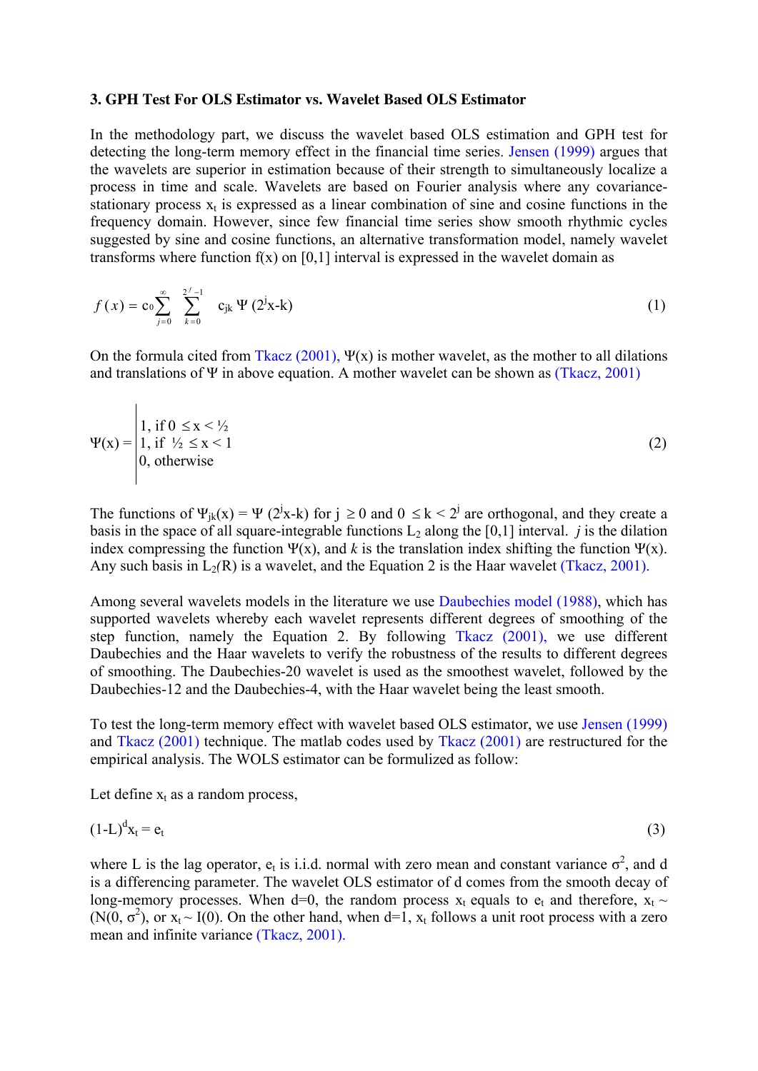### 3. GPH Test For OLS Estimator vs. Wavelet Based OLS Estimator

In the methodology part, we discuss the wavelet based OLS estimation and GPH test for detecting the long-term memory effect in the financial time series. Jensen (1999) argues that the wavelets are superior in estimation because of their strength to simultaneously localize a process in time and scale. Wavelets are based on Fourier analysis where any covariance-stationary process $x_t$ is expressed as a linear combination of sine and cosine functions in the frequency domain. However, since few financial time series show smooth rhythmic cycles suggested by sine and cosine functions, an alternative transformation model, namely wavelet transforms where function f(x) on [0,1] interval is expressed in the wavelet domain as

$$f(x) = c_0 \sum_{j=0}^{\infty} \sum_{k=0}^{2^j-1} c_{jk}\, \Psi(2^j x - k) \tag{1}$$

On the formula cited from Tkacz (2001), Ψ(x) is mother wavelet, as the mother to all dilations and translations of Ψ in above equation. A mother wavelet can be shown as (Tkacz, 2001)

$$\Psi(x) = \begin{cases} 1, \text{ if } 0 \le x < ½ \\ 1, \text{ if } ½ \le x < 1 \\ 0, \text{ otherwise} \end{cases} \tag{2}$$

The functions of $\Psi_{jk}(x) = \Psi(2^j x - k)$ for $j \ge 0$ and $0 \le k < 2^j$ are orthogonal, and they create a basis in the space of all square-integrable functions $L_2$ along the [0,1] interval. *j* is the dilation index compressing the function Ψ(x), and *k* is the translation index shifting the function Ψ(x). Any such basis in $L_2(R)$ is a wavelet, and the Equation 2 is the Haar wavelet (Tkacz, 2001).

Among several wavelets models in the literature we use Daubechies model (1988), which has supported wavelets whereby each wavelet represents different degrees of smoothing of the step function, namely the Equation 2. By following Tkacz (2001), we use different Daubechies and the Haar wavelets to verify the robustness of the results to different degrees of smoothing. The Daubechies-20 wavelet is used as the smoothest wavelet, followed by the Daubechies-12 and the Daubechies-4, with the Haar wavelet being the least smooth.

To test the long-term memory effect with wavelet based OLS estimator, we use Jensen (1999) and Tkacz (2001) technique. The matlab codes used by Tkacz (2001) are restructured for the empirical analysis. The WOLS estimator can be formulized as follow:

Let define $x_t$ as a random process,

$$(1-L)^d x_t = e_t \tag{3}$$

where L is the lag operator, $e_t$ is i.i.d. normal with zero mean and constant variance $\sigma^2$, and d is a differencing parameter. The wavelet OLS estimator of d comes from the smooth decay of long-memory processes. When d=0, the random process $x_t$ equals to $e_t$ and therefore, $x_t \sim (N(0, \sigma^2)$, or $x_t \sim I(0)$. On the other hand, when d=1, $x_t$ follows a unit root process with a zero mean and infinite variance (Tkacz, 2001).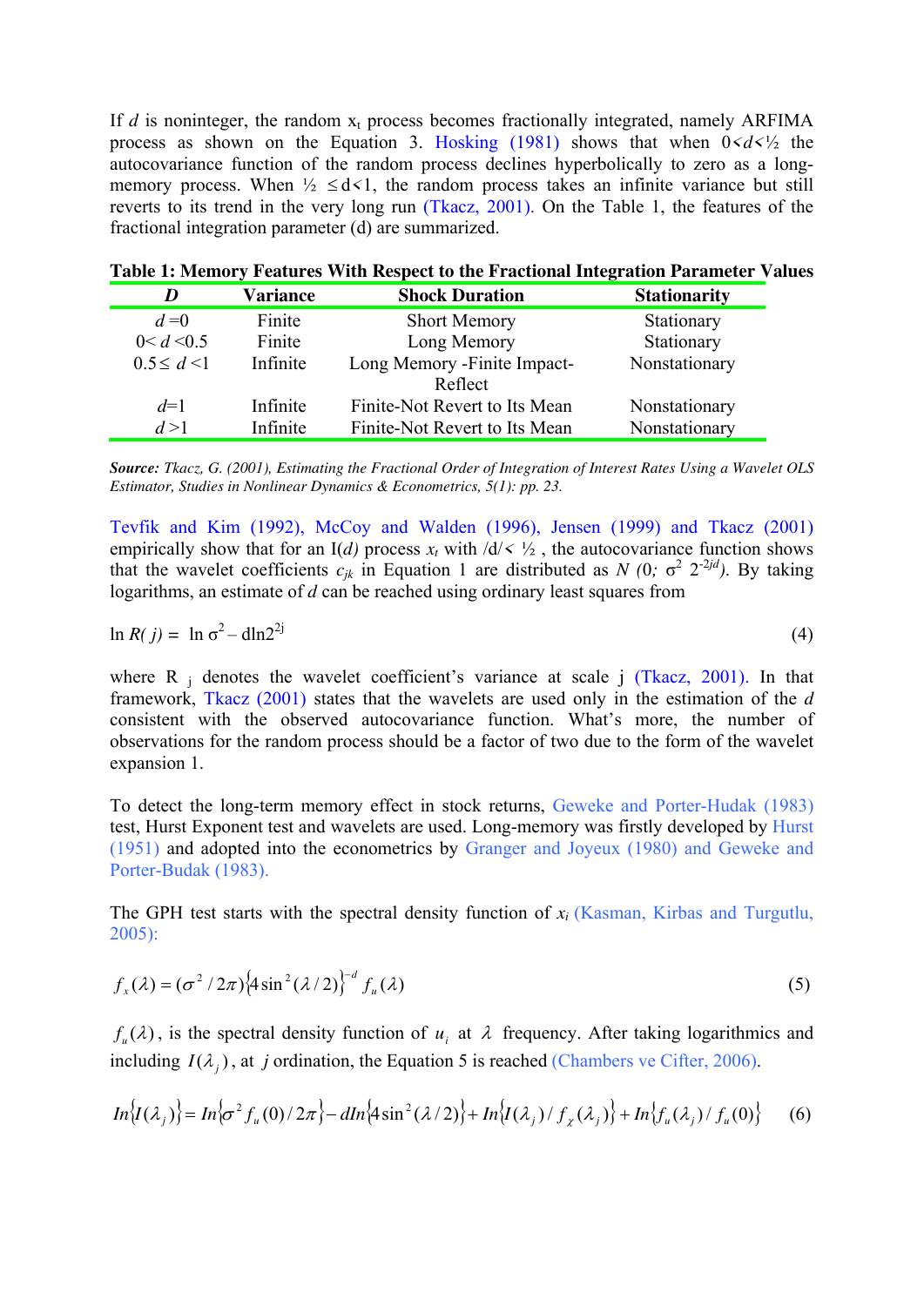If $d$ is noninteger, the random $x_t$ process becomes fractionally integrated, namely ARFIMA process as shown on the Equation 3. Hosking (1981) shows that when $0<d<½$ the autocovariance function of the random process declines hyperbolically to zero as a long-memory process. When $½ \leq d<1$, the random process takes an infinite variance but still reverts to its trend in the very long run (Tkacz, 2001). On the Table 1, the features of the fractional integration parameter (d) are summarized.

**Table 1: Memory Features With Respect to the Fractional Integration Parameter Values**

| *D* | Variance | Shock Duration | Stationarity |
|---|---|---|---|
| $d=0$ | Finite | Short Memory | Stationary |
| $0<d<0.5$ | Finite | Long Memory | Stationary |
| $0.5\leq d<1$ | Infinite | Long Memory -Finite Impact-Reflect | Nonstationary |
| $d=1$ | Infinite | Finite-Not Revert to Its Mean | Nonstationary |
| $d>1$ | Infinite | Finite-Not Revert to Its Mean | Nonstationary |

***Source:*** *Tkacz, G. (2001), Estimating the Fractional Order of Integration of Interest Rates Using a Wavelet OLS Estimator, Studies in Nonlinear Dynamics & Econometrics, 5(1): pp. 23.*

Tevfik and Kim (1992), McCoy and Walden (1996), Jensen (1999) and Tkacz (2001) empirically show that for an I($d$) process $x_t$ with $/d/<½$, the autocovariance function shows that the wavelet coefficients $c_{jk}$ in Equation 1 are distributed as $N(0;\ \sigma^2\ 2^{-2jd})$. By taking logarithms, an estimate of $d$ can be reached using ordinary least squares from

$$\ln R(j) = \ln \sigma^2 - d\ln 2^{2j} \tag{4}$$

where $R_j$ denotes the wavelet coefficient's variance at scale j (Tkacz, 2001). In that framework, Tkacz (2001) states that the wavelets are used only in the estimation of the $d$ consistent with the observed autocovariance function. What's more, the number of observations for the random process should be a factor of two due to the form of the wavelet expansion 1.

To detect the long-term memory effect in stock returns, Geweke and Porter-Hudak (1983) test, Hurst Exponent test and wavelets are used. Long-memory was firstly developed by Hurst (1951) and adopted into the econometrics by Granger and Joyeux (1980) and Geweke and Porter-Budak (1983).

The GPH test starts with the spectral density function of $x_i$ (Kasman, Kirbas and Turgutlu, 2005):

$$f_x(\lambda) = (\sigma^2/2\pi)\{4\sin^2(\lambda/2)\}^{-d} f_u(\lambda) \tag{5}$$

$f_u(\lambda)$, is the spectral density function of $u_i$ at $\lambda$ frequency. After taking logarithmics and including $I(\lambda_j)$, at $j$ ordination, the Equation 5 is reached (Chambers ve Cifter, 2006).

$$In\{I(\lambda_j)\} = In\{\sigma^2 f_u(0)/2\pi\} - dIn\{4\sin^2(\lambda/2)\} + In\{I(\lambda_j)/f_\chi(\lambda_j)\} + In\{f_u(\lambda_j)/f_u(0)\} \tag{6}$$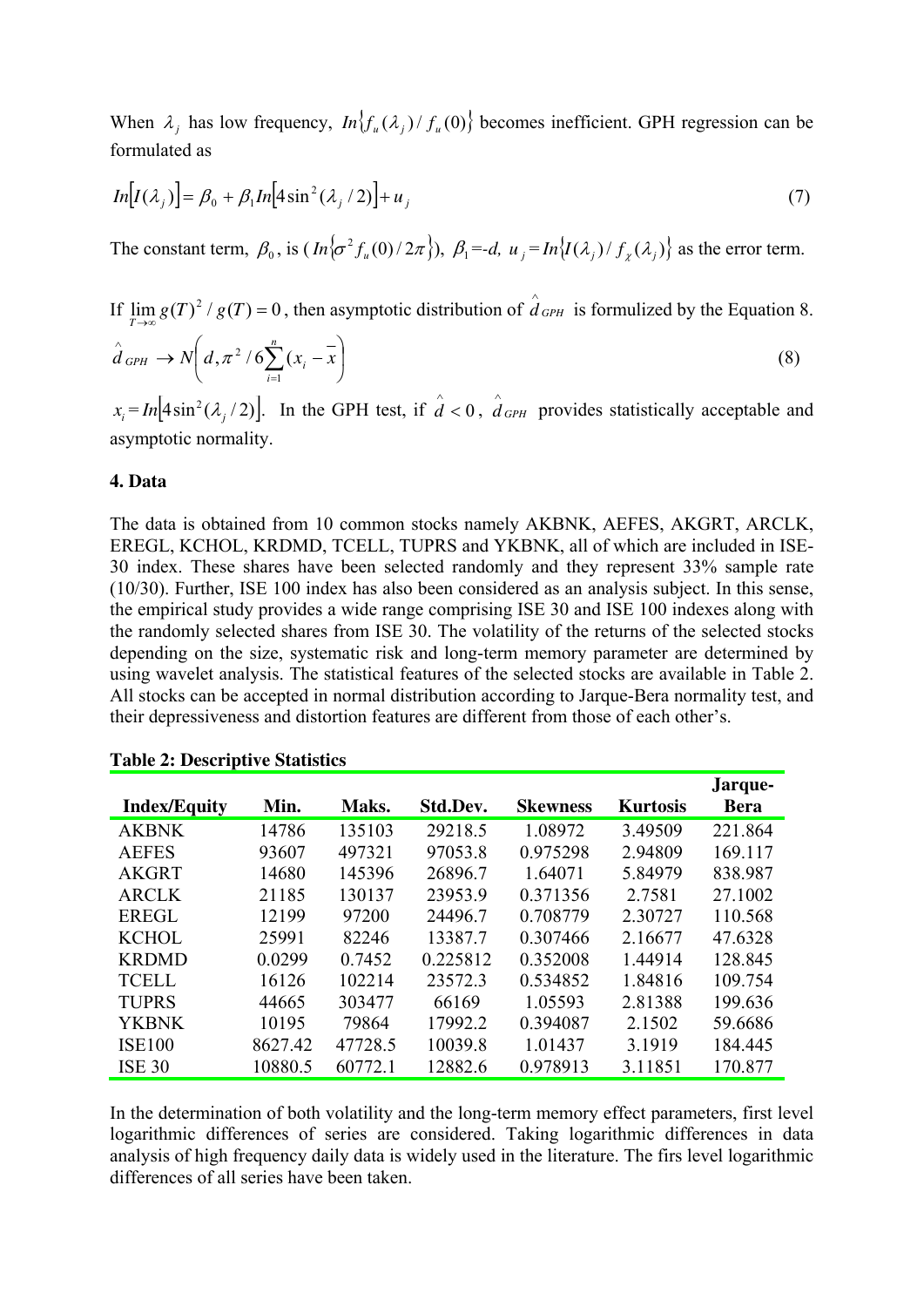When $\lambda_j$ has low frequency, $In\{f_u(\lambda_j)/f_u(0)\}$ becomes inefficient. GPH regression can be formulated as

$$In[I(\lambda_j)] = \beta_0 + \beta_1 In[4\sin^2(\lambda_j/2)] + u_j \tag{7}$$

The constant term, $\beta_0$, is ($In\{\sigma^2 f_u(0)/2\pi\}$), $\beta_1$=-$d$, $u_j = In\{I(\lambda_j)/f_\chi(\lambda_j)\}$ as the error term.

If $\lim_{T\to\infty} g(T)^2/g(T) = 0$, then asymptotic distribution of $\hat{d}_{GPH}$ is formulized by the Equation 8.

$$\hat{d}_{GPH} \rightarrow N\left(d, \pi^2/6\sum_{i=1}^{n}(x_i - \bar{x}\right) \tag{8}$$

$x_i = In[4\sin^2(\lambda_j/2)]$. In the GPH test, if $\hat{d} < 0$, $\hat{d}_{GPH}$ provides statistically acceptable and asymptotic normality.

## 4. Data

The data is obtained from 10 common stocks namely AKBNK, AEFES, AKGRT, ARCLK, EREGL, KCHOL, KRDMD, TCELL, TUPRS and YKBNK, all of which are included in ISE-30 index. These shares have been selected randomly and they represent 33% sample rate (10/30). Further, ISE 100 index has also been considered as an analysis subject. In this sense, the empirical study provides a wide range comprising ISE 30 and ISE 100 indexes along with the randomly selected shares from ISE 30. The volatility of the returns of the selected stocks depending on the size, systematic risk and long-term memory parameter are determined by using wavelet analysis. The statistical features of the selected stocks are available in Table 2. All stocks can be accepted in normal distribution according to Jarque-Bera normality test, and their depressiveness and distortion features are different from those of each other's.

**Table 2: Descriptive Statistics**

| Index/Equity | Min. | Maks. | Std.Dev. | Skewness | Kurtosis | Jarque-Bera |
|---|---|---|---|---|---|---|
| AKBNK | 14786 | 135103 | 29218.5 | 1.08972 | 3.49509 | 221.864 |
| AEFES | 93607 | 497321 | 97053.8 | 0.975298 | 2.94809 | 169.117 |
| AKGRT | 14680 | 145396 | 26896.7 | 1.64071 | 5.84979 | 838.987 |
| ARCLK | 21185 | 130137 | 23953.9 | 0.371356 | 2.7581 | 27.1002 |
| EREGL | 12199 | 97200 | 24496.7 | 0.708779 | 2.30727 | 110.568 |
| KCHOL | 25991 | 82246 | 13387.7 | 0.307466 | 2.16677 | 47.6328 |
| KRDMD | 0.0299 | 0.7452 | 0.225812 | 0.352008 | 1.44914 | 128.845 |
| TCELL | 16126 | 102214 | 23572.3 | 0.534852 | 1.84816 | 109.754 |
| TUPRS | 44665 | 303477 | 66169 | 1.05593 | 2.81388 | 199.636 |
| YKBNK | 10195 | 79864 | 17992.2 | 0.394087 | 2.1502 | 59.6686 |
| ISE100 | 8627.42 | 47728.5 | 10039.8 | 1.01437 | 3.1919 | 184.445 |
| ISE 30 | 10880.5 | 60772.1 | 12882.6 | 0.978913 | 3.11851 | 170.877 |

In the determination of both volatility and the long-term memory effect parameters, first level logarithmic differences of series are considered. Taking logarithmic differences in data analysis of high frequency daily data is widely used in the literature. The firs level logarithmic differences of all series have been taken.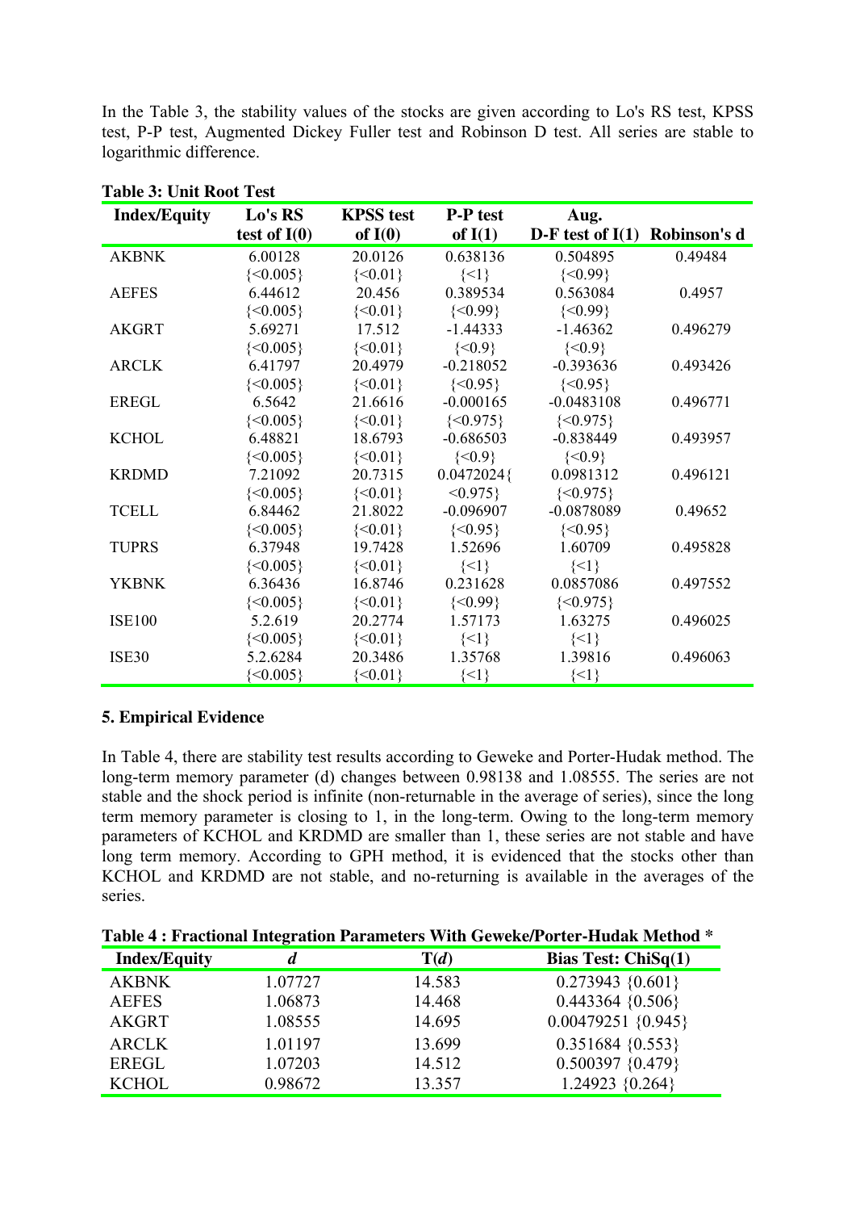In the Table 3, the stability values of the stocks are given according to Lo's RS test, KPSS test, P-P test, Augmented Dickey Fuller test and Robinson D test. All series are stable to logarithmic difference.

**Table 3: Unit Root Test**

| Index/Equity | Lo's RS test of I(0) | KPSS test of I(0) | P-P test of I(1) | Aug. D-F test of I(1) | Robinson's d |
|---|---|---|---|---|---|
| AKBNK | 6.00128 {<0.005} | 20.0126 {<0.01} | 0.638136 {<1} | 0.504895 {<0.99} | 0.49484 |
| AEFES | 6.44612 {<0.005} | 20.456 {<0.01} | 0.389534 {<0.99} | 0.563084 {<0.99} | 0.4957 |
| AKGRT | 5.69271 {<0.005} | 17.512 {<0.01} | -1.44333 {<0.9} | -1.46362 {<0.9} | 0.496279 |
| ARCLK | 6.41797 {<0.005} | 20.4979 {<0.01} | -0.218052 {<0.95} | -0.393636 {<0.95} | 0.493426 |
| EREGL | 6.5642 {<0.005} | 21.6616 {<0.01} | -0.000165 {<0.975} | -0.0483108 {<0.975} | 0.496771 |
| KCHOL | 6.48821 {<0.005} | 18.6793 {<0.01} | -0.686503 {<0.9} | -0.838449 {<0.9} | 0.493957 |
| KRDMD | 7.21092 {<0.005} | 20.7315 {<0.01} | 0.0472024{ <0.975} | 0.0981312 {<0.975} | 0.496121 |
| TCELL | 6.84462 {<0.005} | 21.8022 {<0.01} | -0.096907 {<0.95} | -0.0878089 {<0.95} | 0.49652 |
| TUPRS | 6.37948 {<0.005} | 19.7428 {<0.01} | 1.52696 {<1} | 1.60709 {<1} | 0.495828 |
| YKBNK | 6.36436 {<0.005} | 16.8746 {<0.01} | 0.231628 {<0.99} | 0.0857086 {<0.975} | 0.497552 |
| ISE100 | 5.2.619 {<0.005} | 20.2774 {<0.01} | 1.57173 {<1} | 1.63275 {<1} | 0.496025 |
| ISE30 | 5.2.6284 {<0.005} | 20.3486 {<0.01} | 1.35768 {<1} | 1.39816 {<1} | 0.496063 |

## 5. Empirical Evidence

In Table 4, there are stability test results according to Geweke and Porter-Hudak method. The long-term memory parameter (d) changes between 0.98138 and 1.08555. The series are not stable and the shock period is infinite (non-returnable in the average of series), since the long term memory parameter is closing to 1, in the long-term. Owing to the long-term memory parameters of KCHOL and KRDMD are smaller than 1, these series are not stable and have long term memory. According to GPH method, it is evidenced that the stocks other than KCHOL and KRDMD are not stable, and no-returning is available in the averages of the series.

**Table 4 : Fractional Integration Parameters With Geweke/Porter-Hudak Method \***

| Index/Equity | *d* | T(*d*) | Bias Test: ChiSq(1) |
|---|---|---|---|
| AKBNK | 1.07727 | 14.583 | 0.273943 {0.601} |
| AEFES | 1.06873 | 14.468 | 0.443364 {0.506} |
| AKGRT | 1.08555 | 14.695 | 0.00479251 {0.945} |
| ARCLK | 1.01197 | 13.699 | 0.351684 {0.553} |
| EREGL | 1.07203 | 14.512 | 0.500397 {0.479} |
| KCHOL | 0.98672 | 13.357 | 1.24923 {0.264} |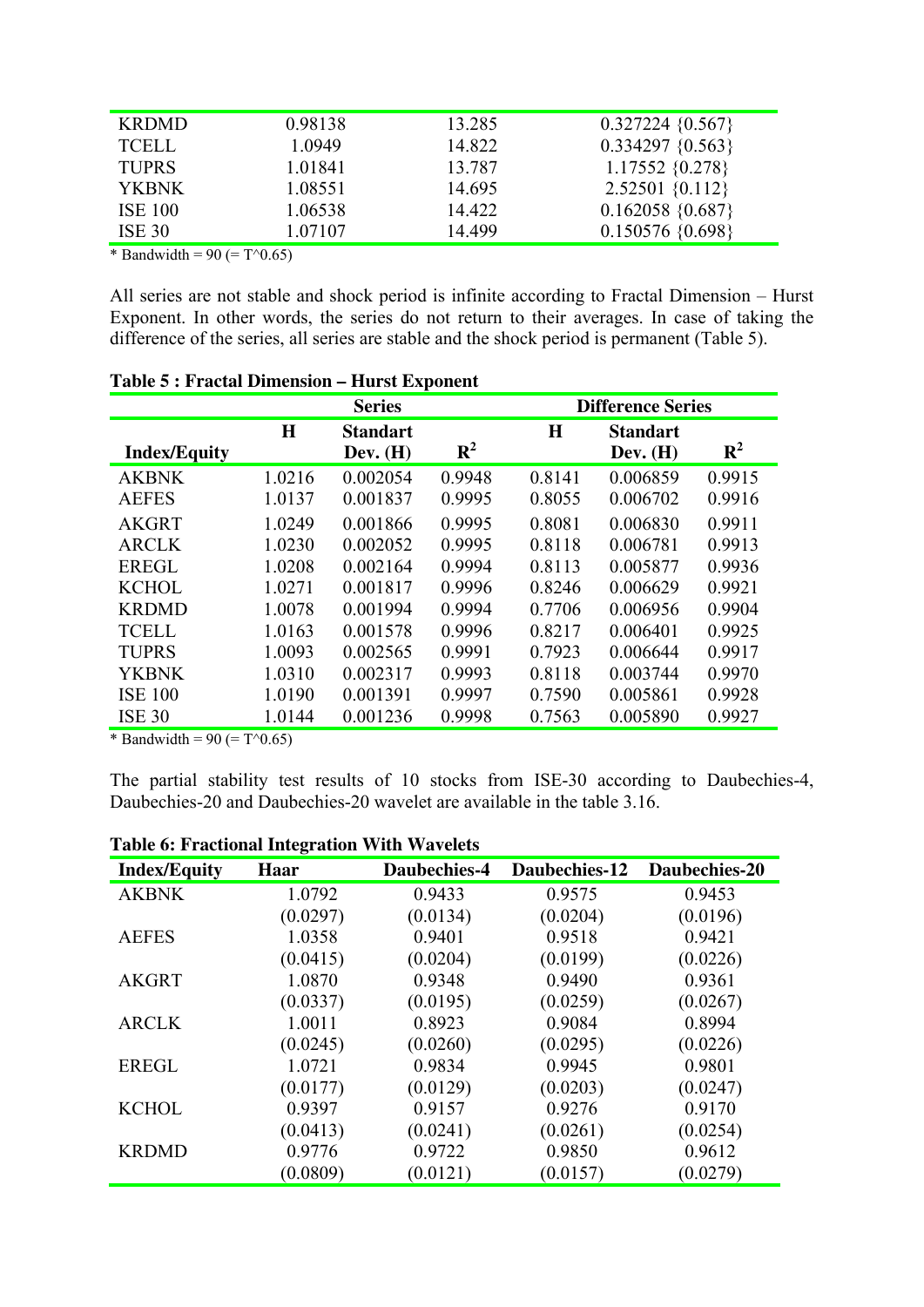| | | | |
|---|---|---|---|
| KRDMD | 0.98138 | 13.285 | 0.327224 {0.567} |
| TCELL | 1.0949 | 14.822 | 0.334297 {0.563} |
| TUPRS | 1.01841 | 13.787 | 1.17552 {0.278} |
| YKBNK | 1.08551 | 14.695 | 2.52501 {0.112} |
| ISE 100 | 1.06538 | 14.422 | 0.162058 {0.687} |
| ISE 30 | 1.07107 | 14.499 | 0.150576 {0.698} |

* Bandwidth = 90 (= T^0.65)

All series are not stable and shock period is infinite according to Fractal Dimension – Hurst Exponent. In other words, the series do not return to their averages. In case of taking the difference of the series, all series are stable and the shock period is permanent (Table 5).

**Table 5 : Fractal Dimension – Hurst Exponent**

| | Series | | | Difference Series | | |
|---|---|---|---|---|---|---|
| **Index/Equity** | **H** | **Standart Dev. (H)** | **$R^2$** | **H** | **Standart Dev. (H)** | **$R^2$** |
| AKBNK | 1.0216 | 0.002054 | 0.9948 | 0.8141 | 0.006859 | 0.9915 |
| AEFES | 1.0137 | 0.001837 | 0.9995 | 0.8055 | 0.006702 | 0.9916 |
| AKGRT | 1.0249 | 0.001866 | 0.9995 | 0.8081 | 0.006830 | 0.9911 |
| ARCLK | 1.0230 | 0.002052 | 0.9995 | 0.8118 | 0.006781 | 0.9913 |
| EREGL | 1.0208 | 0.002164 | 0.9994 | 0.8113 | 0.005877 | 0.9936 |
| KCHOL | 1.0271 | 0.001817 | 0.9996 | 0.8246 | 0.006629 | 0.9921 |
| KRDMD | 1.0078 | 0.001994 | 0.9994 | 0.7706 | 0.006956 | 0.9904 |
| TCELL | 1.0163 | 0.001578 | 0.9996 | 0.8217 | 0.006401 | 0.9925 |
| TUPRS | 1.0093 | 0.002565 | 0.9991 | 0.7923 | 0.006644 | 0.9917 |
| YKBNK | 1.0310 | 0.002317 | 0.9993 | 0.8118 | 0.003744 | 0.9970 |
| ISE 100 | 1.0190 | 0.001391 | 0.9997 | 0.7590 | 0.005861 | 0.9928 |
| ISE 30 | 1.0144 | 0.001236 | 0.9998 | 0.7563 | 0.005890 | 0.9927 |

* Bandwidth = 90 (= T^0.65)

The partial stability test results of 10 stocks from ISE-30 according to Daubechies-4, Daubechies-20 and Daubechies-20 wavelet are available in the table 3.16.

**Table 6: Fractional Integration With Wavelets**

| Index/Equity | Haar | Daubechies-4 | Daubechies-12 | Daubechies-20 |
|---|---|---|---|---|
| AKBNK | 1.0792 | 0.9433 | 0.9575 | 0.9453 |
| | (0.0297) | (0.0134) | (0.0204) | (0.0196) |
| AEFES | 1.0358 | 0.9401 | 0.9518 | 0.9421 |
| | (0.0415) | (0.0204) | (0.0199) | (0.0226) |
| AKGRT | 1.0870 | 0.9348 | 0.9490 | 0.9361 |
| | (0.0337) | (0.0195) | (0.0259) | (0.0267) |
| ARCLK | 1.0011 | 0.8923 | 0.9084 | 0.8994 |
| | (0.0245) | (0.0260) | (0.0295) | (0.0226) |
| EREGL | 1.0721 | 0.9834 | 0.9945 | 0.9801 |
| | (0.0177) | (0.0129) | (0.0203) | (0.0247) |
| KCHOL | 0.9397 | 0.9157 | 0.9276 | 0.9170 |
| | (0.0413) | (0.0241) | (0.0261) | (0.0254) |
| KRDMD | 0.9776 | 0.9722 | 0.9850 | 0.9612 |
| | (0.0809) | (0.0121) | (0.0157) | (0.0279) |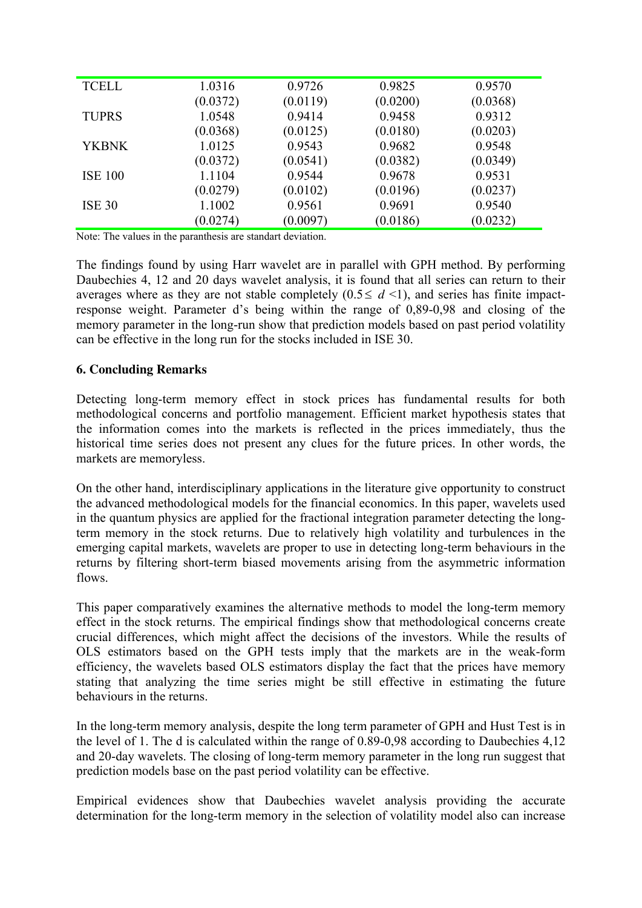| | | | | |
|---|---|---|---|---|
| TCELL | 1.0316 | 0.9726 | 0.9825 | 0.9570 |
| | (0.0372) | (0.0119) | (0.0200) | (0.0368) |
| TUPRS | 1.0548 | 0.9414 | 0.9458 | 0.9312 |
| | (0.0368) | (0.0125) | (0.0180) | (0.0203) |
| YKBNK | 1.0125 | 0.9543 | 0.9682 | 0.9548 |
| | (0.0372) | (0.0541) | (0.0382) | (0.0349) |
| ISE 100 | 1.1104 | 0.9544 | 0.9678 | 0.9531 |
| | (0.0279) | (0.0102) | (0.0196) | (0.0237) |
| ISE 30 | 1.1002 | 0.9561 | 0.9691 | 0.9540 |
| | (0.0274) | (0.0097) | (0.0186) | (0.0232) |

Note: The values in the paranthesis are standart deviation.

The findings found by using Harr wavelet are in parallel with GPH method. By performing Daubechies 4, 12 and 20 days wavelet analysis, it is found that all series can return to their averages where as they are not stable completely ($0.5 \leq d < 1$), and series has finite impact-response weight. Parameter d's being within the range of 0,89-0,98 and closing of the memory parameter in the long-run show that prediction models based on past period volatility can be effective in the long run for the stocks included in ISE 30.

## 6. Concluding Remarks

Detecting long-term memory effect in stock prices has fundamental results for both methodological concerns and portfolio management. Efficient market hypothesis states that the information comes into the markets is reflected in the prices immediately, thus the historical time series does not present any clues for the future prices. In other words, the markets are memoryless.

On the other hand, interdisciplinary applications in the literature give opportunity to construct the advanced methodological models for the financial economics. In this paper, wavelets used in the quantum physics are applied for the fractional integration parameter detecting the long-term memory in the stock returns. Due to relatively high volatility and turbulences in the emerging capital markets, wavelets are proper to use in detecting long-term behaviours in the returns by filtering short-term biased movements arising from the asymmetric information flows.

This paper comparatively examines the alternative methods to model the long-term memory effect in the stock returns. The empirical findings show that methodological concerns create crucial differences, which might affect the decisions of the investors. While the results of OLS estimators based on the GPH tests imply that the markets are in the weak-form efficiency, the wavelets based OLS estimators display the fact that the prices have memory stating that analyzing the time series might be still effective in estimating the future behaviours in the returns.

In the long-term memory analysis, despite the long term parameter of GPH and Hust Test is in the level of 1. The d is calculated within the range of 0.89-0,98 according to Daubechies 4,12 and 20-day wavelets. The closing of long-term memory parameter in the long run suggest that prediction models base on the past period volatility can be effective.

Empirical evidences show that Daubechies wavelet analysis providing the accurate determination for the long-term memory in the selection of volatility model also can increase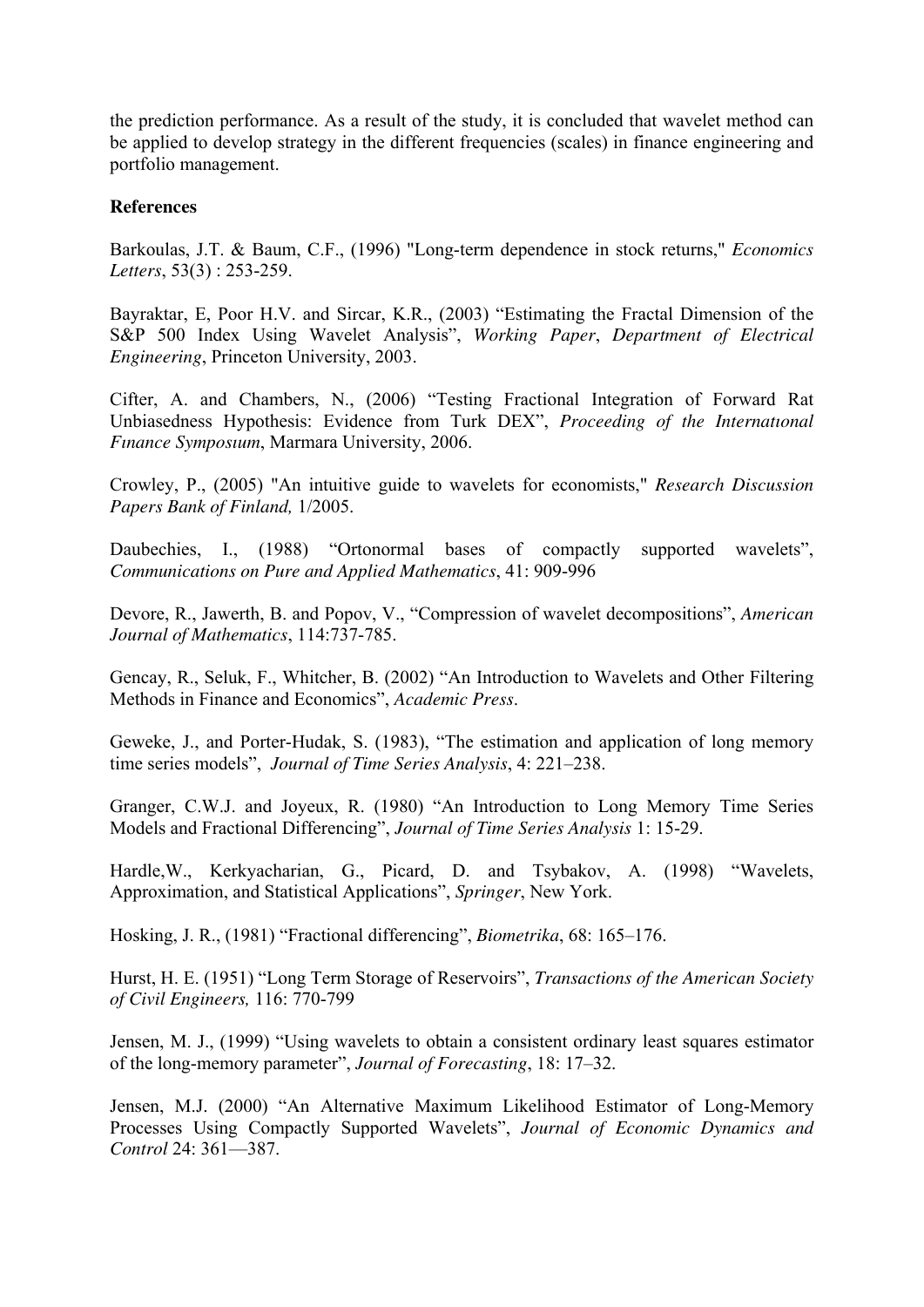the prediction performance. As a result of the study, it is concluded that wavelet method can be applied to develop strategy in the different frequencies (scales) in finance engineering and portfolio management.

**References**

Barkoulas, J.T. & Baum, C.F., (1996) "Long-term dependence in stock returns," *Economics Letters*, 53(3) : 253-259.

Bayraktar, E, Poor H.V. and Sircar, K.R., (2003) "Estimating the Fractal Dimension of the S&P 500 Index Using Wavelet Analysis", *Working Paper*, *Department of Electrical Engineering*, Princeton University, 2003.

Cifter, A. and Chambers, N., (2006) "Testing Fractional Integration of Forward Rat Unbiasedness Hypothesis: Evidence from Turk DEX", *Proceeding of the Internatıonal Fınance Symposıum*, Marmara University, 2006.

Crowley, P., (2005) "An intuitive guide to wavelets for economists," *Research Discussion Papers Bank of Finland,* 1/2005.

Daubechies, I., (1988) "Ortonormal bases of compactly supported wavelets", *Communications on Pure and Applied Mathematics*, 41: 909-996

Devore, R., Jawerth, B. and Popov, V., "Compression of wavelet decompositions", *American Journal of Mathematics*, 114:737-785.

Gencay, R., Seluk, F., Whitcher, B. (2002) "An Introduction to Wavelets and Other Filtering Methods in Finance and Economics", *Academic Press*.

Geweke, J., and Porter-Hudak, S. (1983), "The estimation and application of long memory time series models", *Journal of Time Series Analysis*, 4: 221–238.

Granger, C.W.J. and Joyeux, R. (1980) "An Introduction to Long Memory Time Series Models and Fractional Differencing", *Journal of Time Series Analysis* 1: 15-29.

Hardle,W., Kerkyacharian, G., Picard, D. and Tsybakov, A. (1998) "Wavelets, Approximation, and Statistical Applications", *Springer*, New York.

Hosking, J. R., (1981) "Fractional differencing", *Biometrika*, 68: 165–176.

Hurst, H. E. (1951) "Long Term Storage of Reservoirs", *Transactions of the American Society of Civil Engineers,* 116: 770-799

Jensen, M. J., (1999) "Using wavelets to obtain a consistent ordinary least squares estimator of the long-memory parameter", *Journal of Forecasting*, 18: 17–32.

Jensen, M.J. (2000) "An Alternative Maximum Likelihood Estimator of Long-Memory Processes Using Compactly Supported Wavelets", *Journal of Economic Dynamics and Control* 24: 361—387.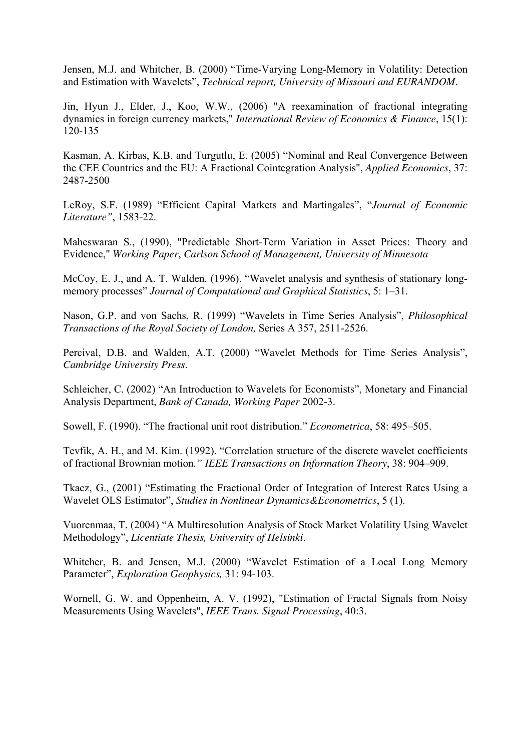Jensen, M.J. and Whitcher, B. (2000) "Time-Varying Long-Memory in Volatility: Detection and Estimation with Wavelets", *Technical report, University of Missouri and EURANDOM*.

Jin, Hyun J., Elder, J., Koo, W.W., (2006) "A reexamination of fractional integrating dynamics in foreign currency markets," *International Review of Economics & Finance*, 15(1): 120-135

Kasman, A. Kirbas, K.B. and Turgutlu, E. (2005) "Nominal and Real Convergence Between the CEE Countries and the EU: A Fractional Cointegration Analysis", *Applied Economics*, 37: 2487-2500

LeRoy, S.F. (1989) "Efficient Capital Markets and Martingales", "*Journal of Economic Literature"*, 1583-22.

Maheswaran S., (1990), "Predictable Short-Term Variation in Asset Prices: Theory and Evidence," *Working Paper*, *Carlson School of Management, University of Minnesota*

McCoy, E. J., and A. T. Walden. (1996). "Wavelet analysis and synthesis of stationary long-memory processes" *Journal of Computational and Graphical Statistics*, 5: 1–31.

Nason, G.P. and von Sachs, R. (1999) "Wavelets in Time Series Analysis", *Philosophical Transactions of the Royal Society of London,* Series A 357, 2511-2526.

Percival, D.B. and Walden, A.T. (2000) "Wavelet Methods for Time Series Analysis", *Cambridge University Press*.

Schleicher, C. (2002) "An Introduction to Wavelets for Economists", Monetary and Financial Analysis Department, *Bank of Canada, Working Paper* 2002-3.

Sowell, F. (1990). "The fractional unit root distribution." *Econometrica*, 58: 495–505.

Tevfik, A. H., and M. Kim. (1992). "Correlation structure of the discrete wavelet coefficients of fractional Brownian motion*." IEEE Transactions on Information Theory*, 38: 904–909.

Tkacz, G., (2001) "Estimating the Fractional Order of Integration of Interest Rates Using a Wavelet OLS Estimator", *Studies in Nonlinear Dynamics&Econometrics*, 5 (1).

Vuorenmaa, T. (2004) "A Multiresolution Analysis of Stock Market Volatility Using Wavelet Methodology", *Licentiate Thesis, University of Helsinki*.

Whitcher, B. and Jensen, M.J. (2000) "Wavelet Estimation of a Local Long Memory Parameter", *Exploration Geophysics,* 31: 94-103.

Wornell, G. W. and Oppenheim, A. V. (1992), "Estimation of Fractal Signals from Noisy Measurements Using Wavelets", *IEEE Trans. Signal Processing*, 40:3.